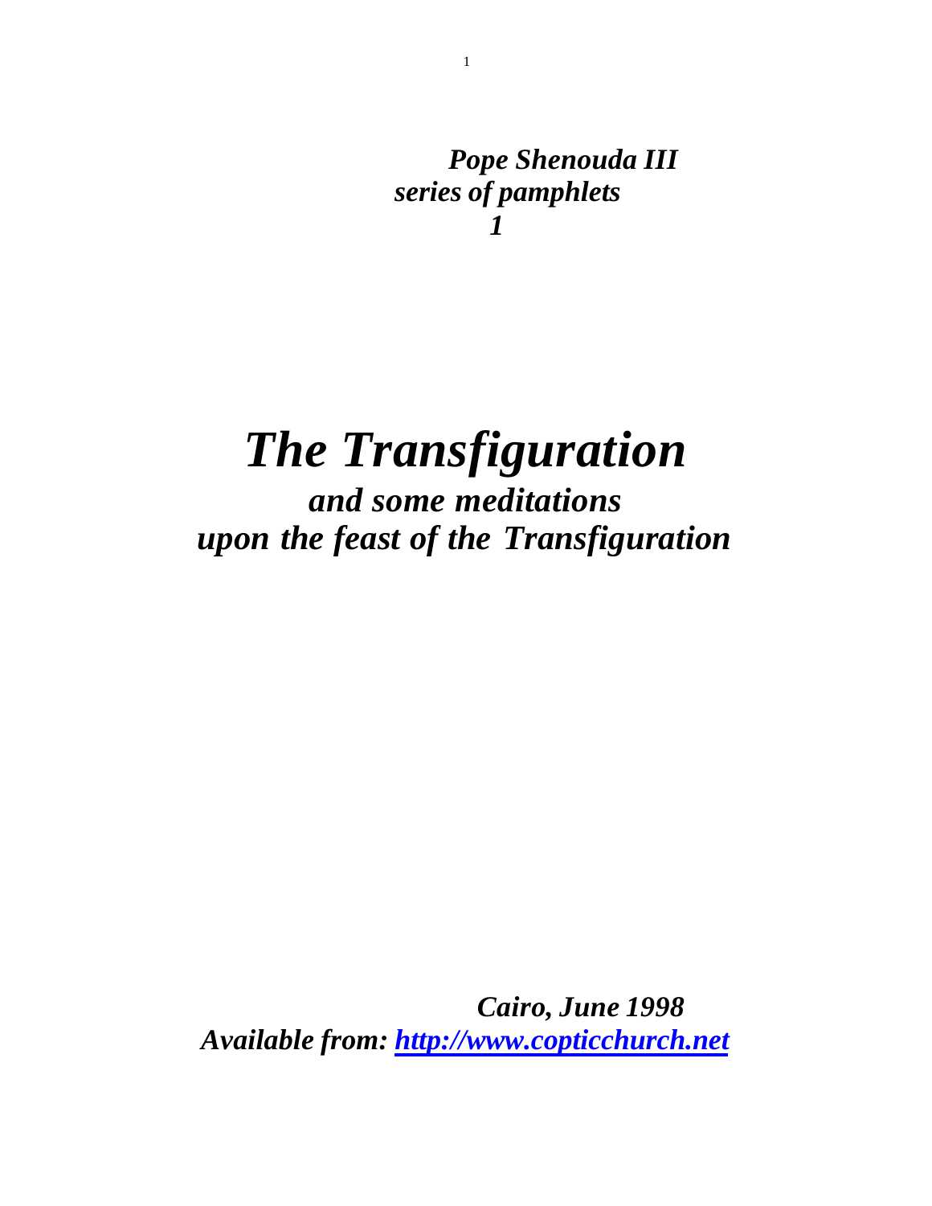*Pope Shenouda III*
*series of pamphlets*
*1*

# *The Transfiguration*

## *and some meditations upon the feast of the Transfiguration*

*Cairo, June 1998*
*Available from: http://www.copticchurch.net*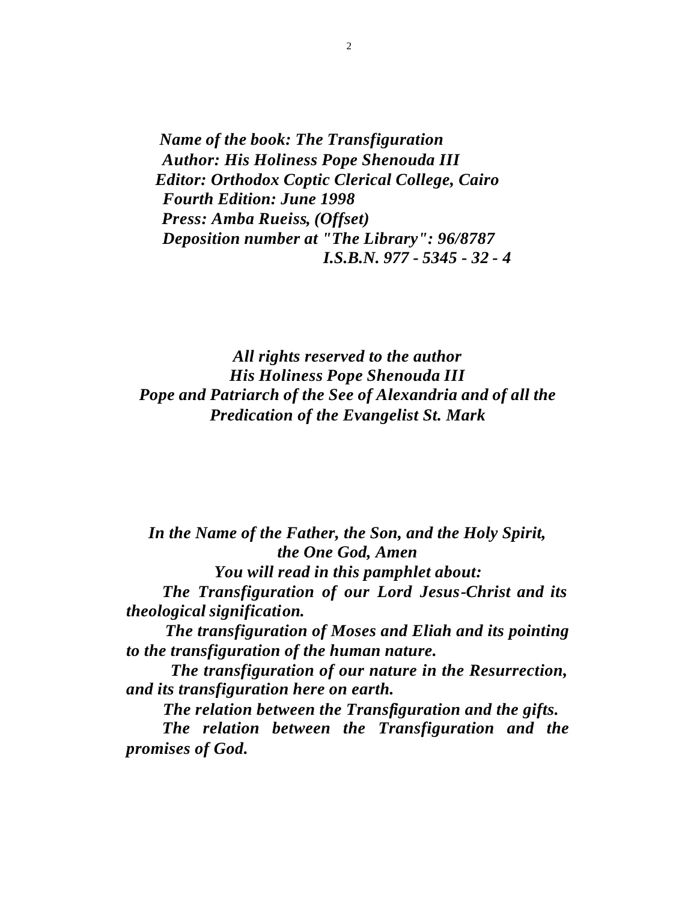***Name of the book: The Transfiguration***
***Author: His Holiness Pope Shenouda III***
***Editor: Orthodox Coptic Clerical College, Cairo***
***Fourth Edition: June 1998***
***Press: Amba Rueiss, (Offset)***
***Deposition number at "The Library": 96/8787***
***I.S.B.N. 977 - 5345 - 32 - 4***

***All rights reserved to the author***
***His Holiness Pope Shenouda III***
***Pope and Patriarch of the See of Alexandria and of all the Predication of the Evangelist St. Mark***

***In the Name of the Father, the Son, and the Holy Spirit, the One God, Amen***

***You will read in this pamphlet about:***

***The Transfiguration of our Lord Jesus-Christ and its theological signification.***

***The transfiguration of Moses and Eliah and its pointing to the transfiguration of the human nature.***

***The transfiguration of our nature in the Resurrection, and its transfiguration here on earth.***

***The relation between the Transfiguration and the gifts.***

***The relation between the Transfiguration and the promises of God.***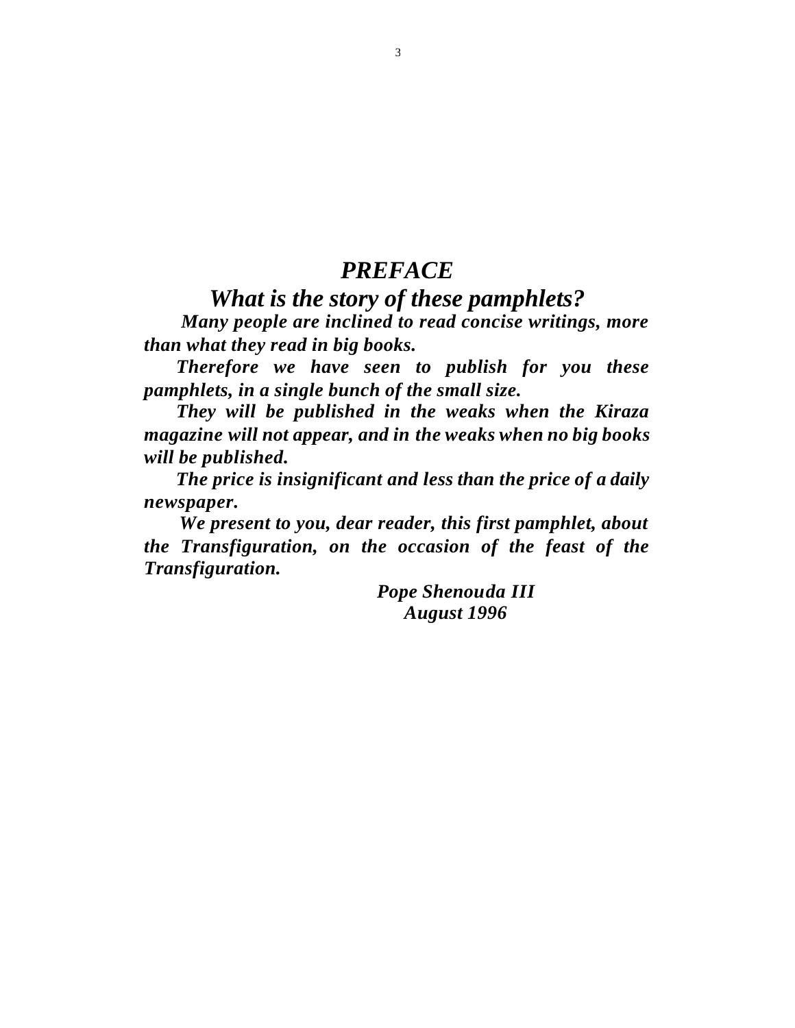# *PREFACE*

## *What is the story of these pamphlets?*

***Many people are inclined to read concise writings, more than what they read in big books.***

***Therefore we have seen to publish for you these pamphlets, in a single bunch of the small size.***

***They will be published in the weaks when the Kiraza magazine will not appear, and in the weaks when no big books will be published.***

***The price is insignificant and less than the price of a daily newspaper.***

***We present to you, dear reader, this first pamphlet, about the Transfiguration, on the occasion of the feast of the Transfiguration.***

***Pope Shenouda III***
***August 1996***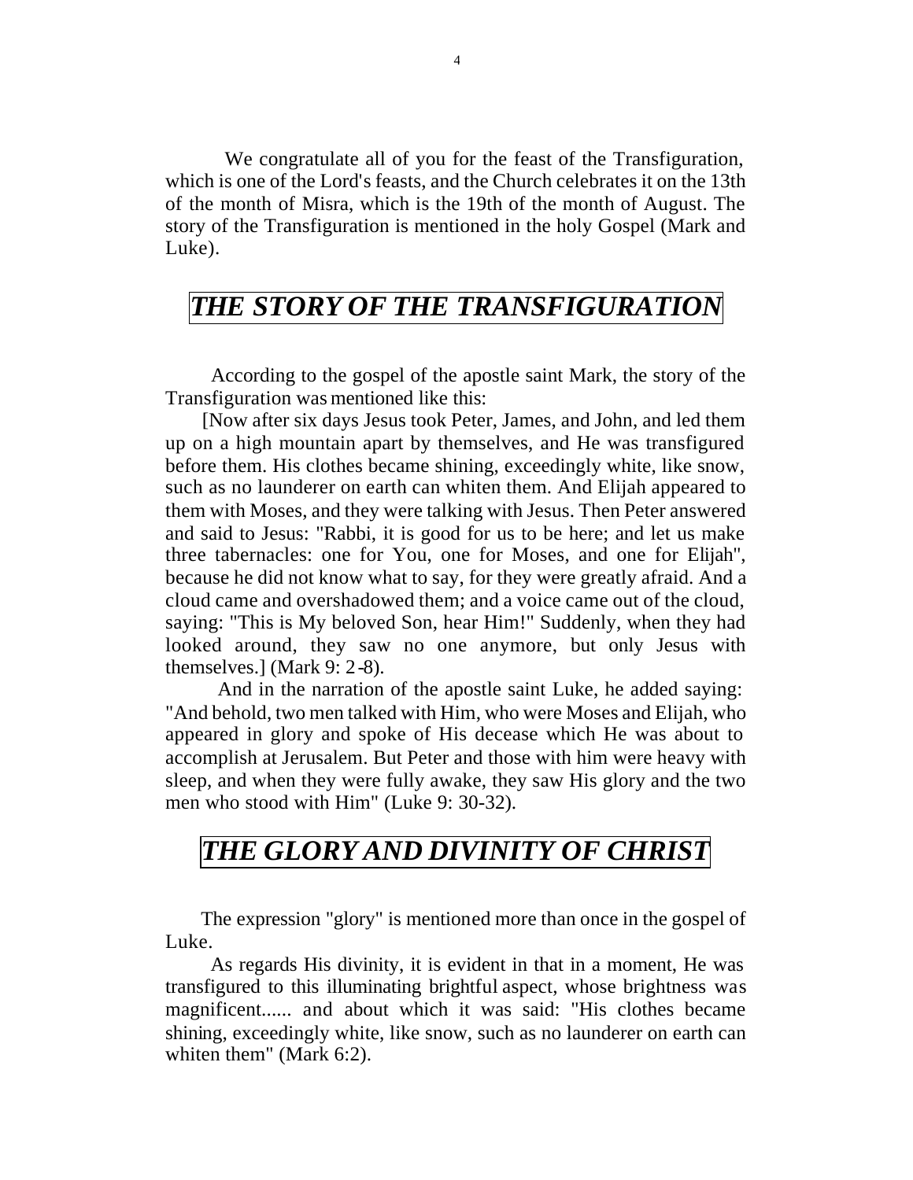We congratulate all of you for the feast of the Transfiguration, which is one of the Lord's feasts, and the Church celebrates it on the 13th of the month of Misra, which is the 19th of the month of August. The story of the Transfiguration is mentioned in the holy Gospel (Mark and Luke).

## *THE STORY OF THE TRANSFIGURATION*

According to the gospel of the apostle saint Mark, the story of the Transfiguration was mentioned like this:

[Now after six days Jesus took Peter, James, and John, and led them up on a high mountain apart by themselves, and He was transfigured before them. His clothes became shining, exceedingly white, like snow, such as no launderer on earth can whiten them. And Elijah appeared to them with Moses, and they were talking with Jesus. Then Peter answered and said to Jesus: "Rabbi, it is good for us to be here; and let us make three tabernacles: one for You, one for Moses, and one for Elijah", because he did not know what to say, for they were greatly afraid. And a cloud came and overshadowed them; and a voice came out of the cloud, saying: "This is My beloved Son, hear Him!" Suddenly, when they had looked around, they saw no one anymore, but only Jesus with themselves.] (Mark 9: 2-8).

And in the narration of the apostle saint Luke, he added saying: "And behold, two men talked with Him, who were Moses and Elijah, who appeared in glory and spoke of His decease which He was about to accomplish at Jerusalem. But Peter and those with him were heavy with sleep, and when they were fully awake, they saw His glory and the two men who stood with Him" (Luke 9: 30-32).

## *THE GLORY AND DIVINITY OF CHRIST*

The expression "glory" is mentioned more than once in the gospel of Luke.

As regards His divinity, it is evident in that in a moment, He was transfigured to this illuminating brightful aspect, whose brightness was magnificent...... and about which it was said: "His clothes became shining, exceedingly white, like snow, such as no launderer on earth can whiten them" (Mark 6:2).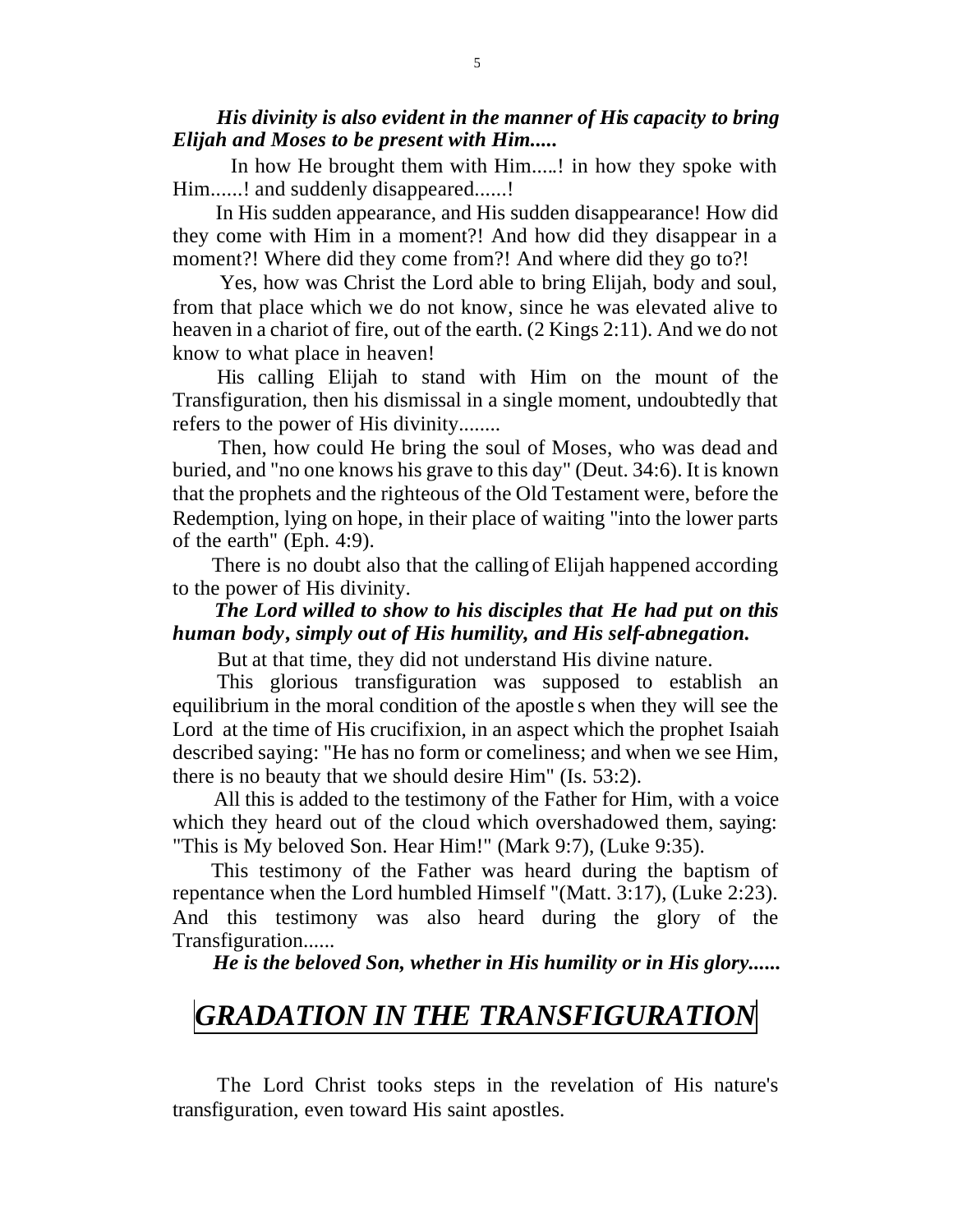***His divinity is also evident in the manner of His capacity to bring Elijah and Moses to be present with Him.....***

In how He brought them with Him.....! in how they spoke with Him......! and suddenly disappeared......!

In His sudden appearance, and His sudden disappearance! How did they come with Him in a moment?! And how did they disappear in a moment?! Where did they come from?! And where did they go to?!

Yes, how was Christ the Lord able to bring Elijah, body and soul, from that place which we do not know, since he was elevated alive to heaven in a chariot of fire, out of the earth. (2 Kings 2:11). And we do not know to what place in heaven!

His calling Elijah to stand with Him on the mount of the Transfiguration, then his dismissal in a single moment, undoubtedly that refers to the power of His divinity........

Then, how could He bring the soul of Moses, who was dead and buried, and "no one knows his grave to this day" (Deut. 34:6). It is known that the prophets and the righteous of the Old Testament were, before the Redemption, lying on hope, in their place of waiting "into the lower parts of the earth" (Eph. 4:9).

There is no doubt also that the calling of Elijah happened according to the power of His divinity.

***The Lord willed to show to his disciples that He had put on this human body, simply out of His humility, and His self-abnegation.***

But at that time, they did not understand His divine nature.

This glorious transfiguration was supposed to establish an equilibrium in the moral condition of the apostle s when they will see the Lord at the time of His crucifixion, in an aspect which the prophet Isaiah described saying: "He has no form or comeliness; and when we see Him, there is no beauty that we should desire Him" (Is. 53:2).

All this is added to the testimony of the Father for Him, with a voice which they heard out of the cloud which overshadowed them, saying: "This is My beloved Son. Hear Him!" (Mark 9:7), (Luke 9:35).

This testimony of the Father was heard during the baptism of repentance when the Lord humbled Himself "(Matt. 3:17), (Luke 2:23). And this testimony was also heard during the glory of the Transfiguration......

***He is the beloved Son, whether in His humility or in His glory......***

# *GRADATION IN THE TRANSFIGURATION*

The Lord Christ tooks steps in the revelation of His nature's transfiguration, even toward His saint apostles.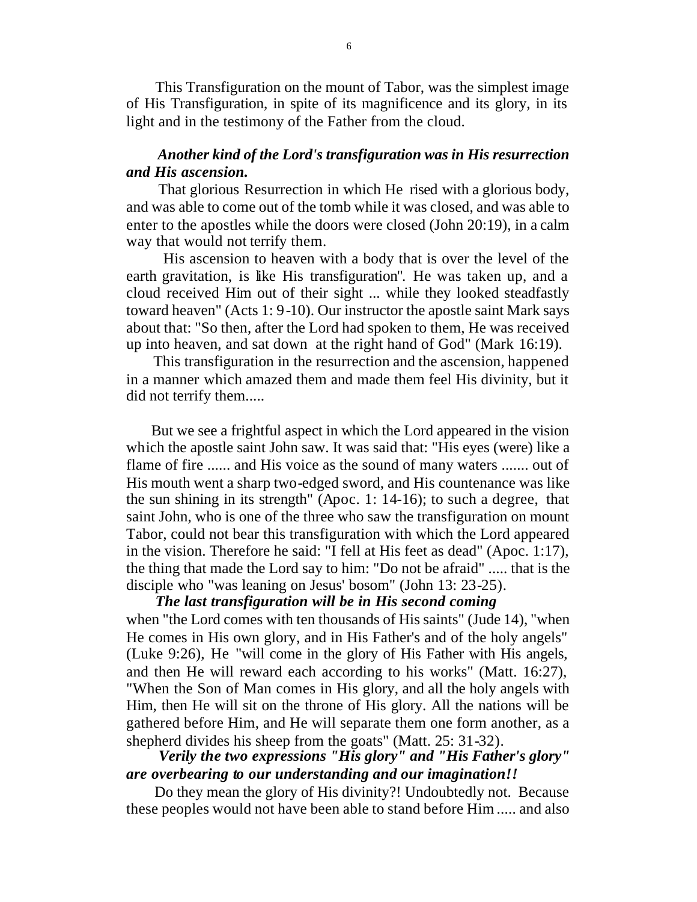This Transfiguration on the mount of Tabor, was the simplest image of His Transfiguration, in spite of its magnificence and its glory, in its light and in the testimony of the Father from the cloud.

***Another kind of the Lord's transfiguration was in His resurrection and His ascension.***

That glorious Resurrection in which He rised with a glorious body, and was able to come out of the tomb while it was closed, and was able to enter to the apostles while the doors were closed (John 20:19), in a calm way that would not terrify them.

His ascension to heaven with a body that is over the level of the earth gravitation, is like His transfiguration". He was taken up, and a cloud received Him out of their sight ... while they looked steadfastly toward heaven" (Acts 1: 9-10). Our instructor the apostle saint Mark says about that: "So then, after the Lord had spoken to them, He was received up into heaven, and sat down at the right hand of God" (Mark 16:19).

This transfiguration in the resurrection and the ascension, happened in a manner which amazed them and made them feel His divinity, but it did not terrify them.....

But we see a frightful aspect in which the Lord appeared in the vision which the apostle saint John saw. It was said that: "His eyes (were) like a flame of fire ...... and His voice as the sound of many waters ....... out of His mouth went a sharp two-edged sword, and His countenance was like the sun shining in its strength" (Apoc. 1: 14-16); to such a degree, that saint John, who is one of the three who saw the transfiguration on mount Tabor, could not bear this transfiguration with which the Lord appeared in the vision. Therefore he said: "I fell at His feet as dead" (Apoc. 1:17), the thing that made the Lord say to him: "Do not be afraid" ..... that is the disciple who "was leaning on Jesus' bosom" (John 13: 23-25).

***The last transfiguration will be in His second coming*** when "the Lord comes with ten thousands of His saints" (Jude 14), "when He comes in His own glory, and in His Father's and of the holy angels" (Luke 9:26), He "will come in the glory of His Father with His angels, and then He will reward each according to his works" (Matt. 16:27), "When the Son of Man comes in His glory, and all the holy angels with Him, then He will sit on the throne of His glory. All the nations will be gathered before Him, and He will separate them one form another, as a shepherd divides his sheep from the goats" (Matt. 25: 31-32).

***Verily the two expressions "His glory" and "His Father's glory" are overbearing to our understanding and our imagination!!***

Do they mean the glory of His divinity?! Undoubtedly not. Because these peoples would not have been able to stand before Him ..... and also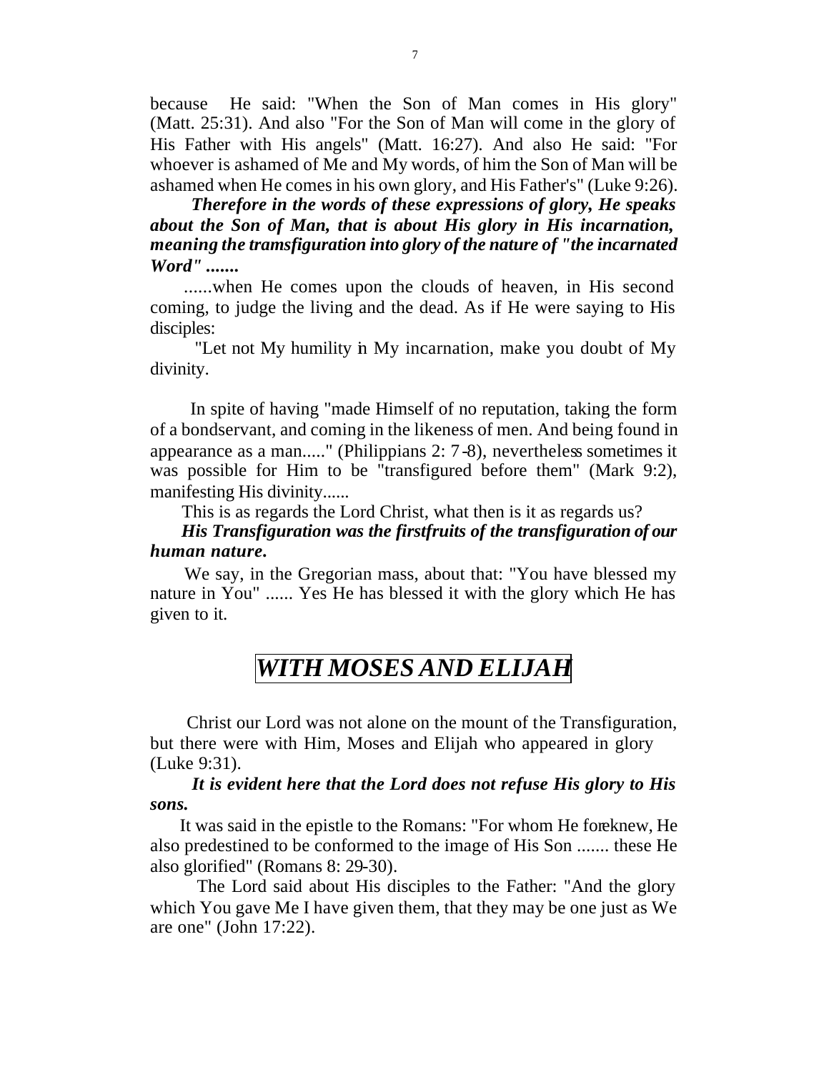because He said: "When the Son of Man comes in His glory" (Matt. 25:31). And also "For the Son of Man will come in the glory of His Father with His angels" (Matt. 16:27). And also He said: "For whoever is ashamed of Me and My words, of him the Son of Man will be ashamed when He comes in his own glory, and His Father's" (Luke 9:26).

***Therefore in the words of these expressions of glory, He speaks about the Son of Man, that is about His glory in His incarnation, meaning the tramsfiguration into glory of the nature of "the incarnated Word" .......***

......when He comes upon the clouds of heaven, in His second coming, to judge the living and the dead. As if He were saying to His disciples:

"Let not My humility in My incarnation, make you doubt of My divinity.

In spite of having "made Himself of no reputation, taking the form of a bondservant, and coming in the likeness of men. And being found in appearance as a man....." (Philippians 2: 7-8), nevertheless sometimes it was possible for Him to be "transfigured before them" (Mark 9:2), manifesting His divinity......

This is as regards the Lord Christ, what then is it as regards us?

***His Transfiguration was the firstfruits of the transfiguration of our human nature.***

We say, in the Gregorian mass, about that: "You have blessed my nature in You" ...... Yes He has blessed it with the glory which He has given to it.

## *WITH MOSES AND ELIJAH*

Christ our Lord was not alone on the mount of the Transfiguration, but there were with Him, Moses and Elijah who appeared in glory (Luke 9:31).

***It is evident here that the Lord does not refuse His glory to His sons.***

It was said in the epistle to the Romans: "For whom He foreknew, He also predestined to be conformed to the image of His Son ....... these He also glorified" (Romans 8: 29-30).

The Lord said about His disciples to the Father: "And the glory which You gave Me I have given them, that they may be one just as We are one" (John 17:22).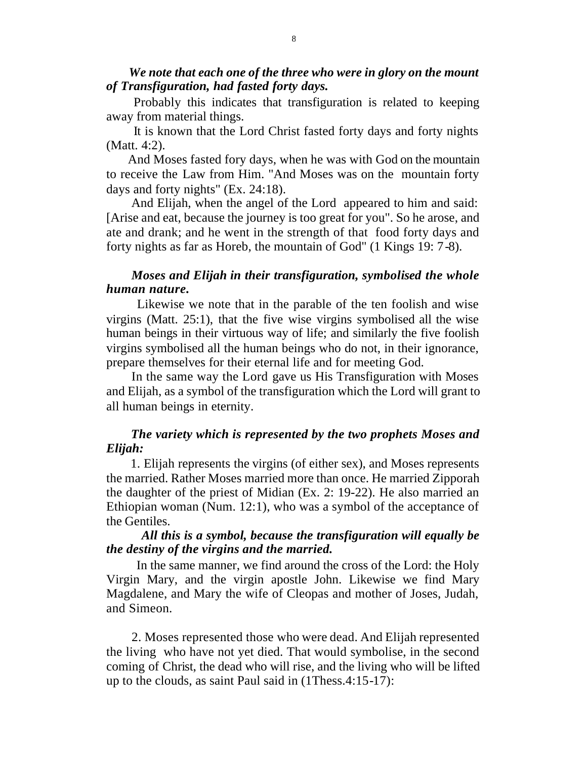***We note that each one of the three who were in glory on the mount of Transfiguration, had fasted forty days.***

Probably this indicates that transfiguration is related to keeping away from material things.

It is known that the Lord Christ fasted forty days and forty nights (Matt. 4:2).

And Moses fasted fory days, when he was with God on the mountain to receive the Law from Him. "And Moses was on the mountain forty days and forty nights" (Ex. 24:18).

And Elijah, when the angel of the Lord appeared to him and said: [Arise and eat, because the journey is too great for you". So he arose, and ate and drank; and he went in the strength of that food forty days and forty nights as far as Horeb, the mountain of God" (1 Kings 19: 7-8).

***Moses and Elijah in their transfiguration, symbolised the whole human nature.***

Likewise we note that in the parable of the ten foolish and wise virgins (Matt. 25:1), that the five wise virgins symbolised all the wise human beings in their virtuous way of life; and similarly the five foolish virgins symbolised all the human beings who do not, in their ignorance, prepare themselves for their eternal life and for meeting God.

In the same way the Lord gave us His Transfiguration with Moses and Elijah, as a symbol of the transfiguration which the Lord will grant to all human beings in eternity.

***The variety which is represented by the two prophets Moses and Elijah:***

1. Elijah represents the virgins (of either sex), and Moses represents the married. Rather Moses married more than once. He married Zipporah the daughter of the priest of Midian (Ex. 2: 19-22). He also married an Ethiopian woman (Num. 12:1), who was a symbol of the acceptance of the Gentiles.

***All this is a symbol, because the transfiguration will equally be the destiny of the virgins and the married.***

In the same manner, we find around the cross of the Lord: the Holy Virgin Mary, and the virgin apostle John. Likewise we find Mary Magdalene, and Mary the wife of Cleopas and mother of Joses, Judah, and Simeon.

2. Moses represented those who were dead. And Elijah represented the living who have not yet died. That would symbolise, in the second coming of Christ, the dead who will rise, and the living who will be lifted up to the clouds, as saint Paul said in (1Thess.4:15-17):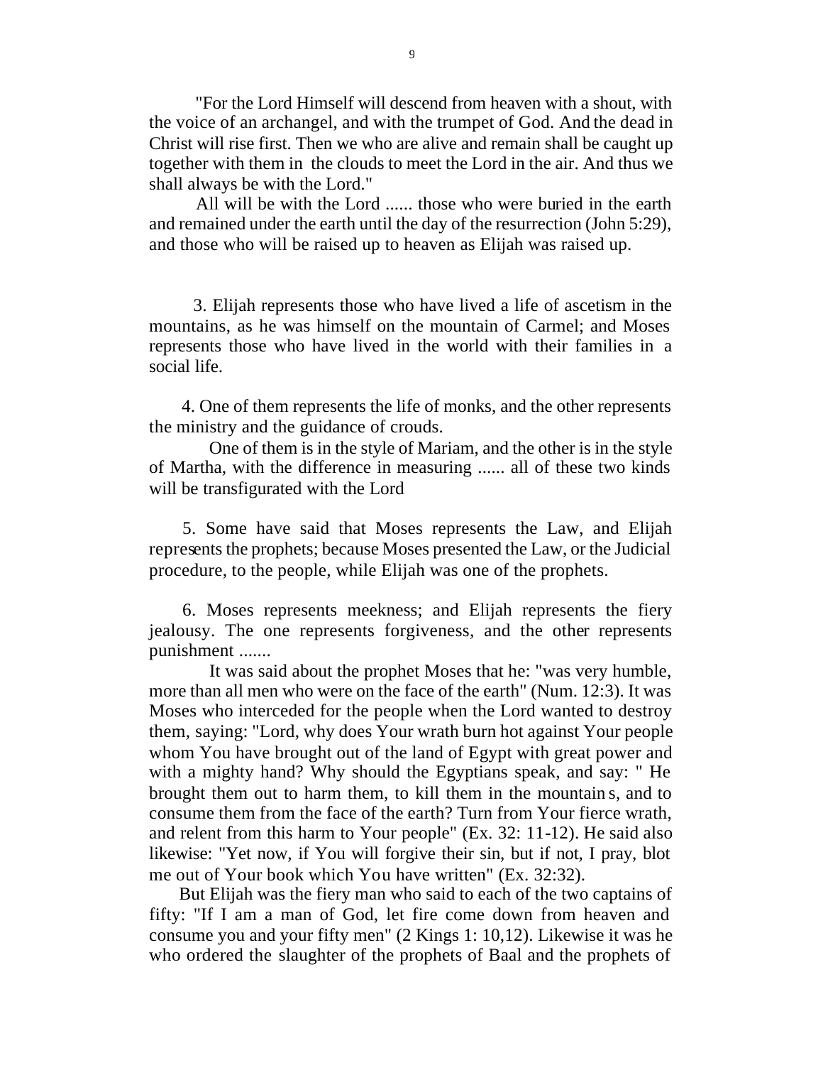"For the Lord Himself will descend from heaven with a shout, with the voice of an archangel, and with the trumpet of God. And the dead in Christ will rise first. Then we who are alive and remain shall be caught up together with them in the clouds to meet the Lord in the air. And thus we shall always be with the Lord."

All will be with the Lord ...... those who were buried in the earth and remained under the earth until the day of the resurrection (John 5:29), and those who will be raised up to heaven as Elijah was raised up.

3. Elijah represents those who have lived a life of ascetism in the mountains, as he was himself on the mountain of Carmel; and Moses represents those who have lived in the world with their families in a social life.

4. One of them represents the life of monks, and the other represents the ministry and the guidance of crouds.

One of them is in the style of Mariam, and the other is in the style of Martha, with the difference in measuring ...... all of these two kinds will be transfigurated with the Lord

5. Some have said that Moses represents the Law, and Elijah represents the prophets; because Moses presented the Law, or the Judicial procedure, to the people, while Elijah was one of the prophets.

6. Moses represents meekness; and Elijah represents the fiery jealousy. The one represents forgiveness, and the other represents punishment .......

It was said about the prophet Moses that he: "was very humble, more than all men who were on the face of the earth" (Num. 12:3). It was Moses who interceded for the people when the Lord wanted to destroy them, saying: "Lord, why does Your wrath burn hot against Your people whom You have brought out of the land of Egypt with great power and with a mighty hand? Why should the Egyptians speak, and say: " He brought them out to harm them, to kill them in the mountains, and to consume them from the face of the earth? Turn from Your fierce wrath, and relent from this harm to Your people" (Ex. 32: 11-12). He said also likewise: "Yet now, if You will forgive their sin, but if not, I pray, blot me out of Your book which You have written" (Ex. 32:32).

But Elijah was the fiery man who said to each of the two captains of fifty: "If I am a man of God, let fire come down from heaven and consume you and your fifty men" (2 Kings 1: 10,12). Likewise it was he who ordered the slaughter of the prophets of Baal and the prophets of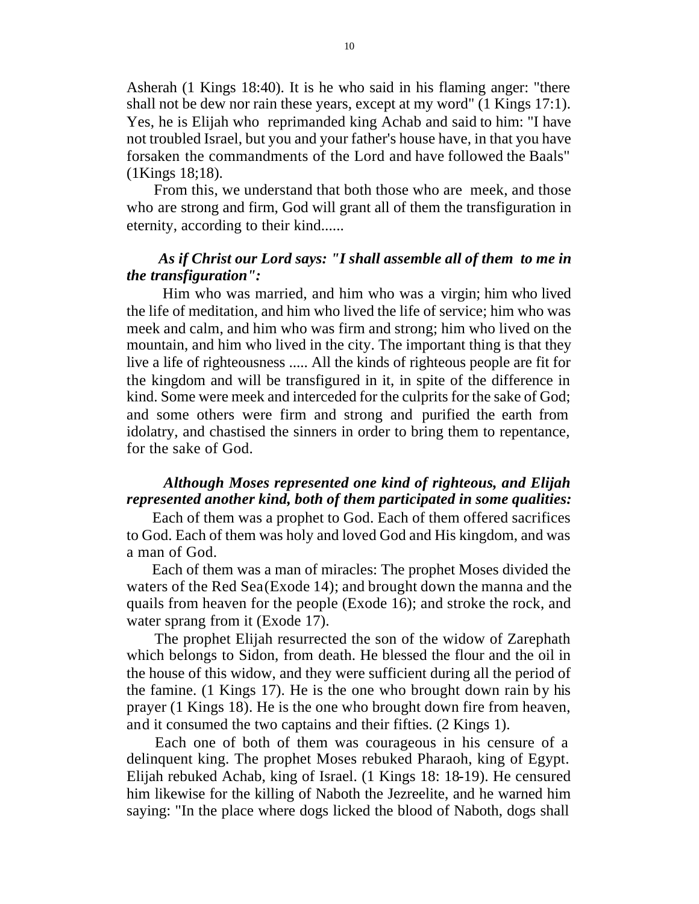Asherah (1 Kings 18:40). It is he who said in his flaming anger: "there shall not be dew nor rain these years, except at my word" (1 Kings 17:1). Yes, he is Elijah who reprimanded king Achab and said to him: "I have not troubled Israel, but you and your father's house have, in that you have forsaken the commandments of the Lord and have followed the Baals" (1Kings 18;18).

From this, we understand that both those who are meek, and those who are strong and firm, God will grant all of them the transfiguration in eternity, according to their kind......

***As if Christ our Lord says: "I shall assemble all of them to me in the transfiguration":***

Him who was married, and him who was a virgin; him who lived the life of meditation, and him who lived the life of service; him who was meek and calm, and him who was firm and strong; him who lived on the mountain, and him who lived in the city. The important thing is that they live a life of righteousness ..... All the kinds of righteous people are fit for the kingdom and will be transfigured in it, in spite of the difference in kind. Some were meek and interceded for the culprits for the sake of God; and some others were firm and strong and purified the earth from idolatry, and chastised the sinners in order to bring them to repentance, for the sake of God.

***Although Moses represented one kind of righteous, and Elijah represented another kind, both of them participated in some qualities:***

Each of them was a prophet to God. Each of them offered sacrifices to God. Each of them was holy and loved God and His kingdom, and was a man of God.

Each of them was a man of miracles: The prophet Moses divided the waters of the Red Sea(Exode 14); and brought down the manna and the quails from heaven for the people (Exode 16); and stroke the rock, and water sprang from it (Exode 17).

The prophet Elijah resurrected the son of the widow of Zarephath which belongs to Sidon, from death. He blessed the flour and the oil in the house of this widow, and they were sufficient during all the period of the famine. (1 Kings 17). He is the one who brought down rain by his prayer (1 Kings 18). He is the one who brought down fire from heaven, and it consumed the two captains and their fifties. (2 Kings 1).

Each one of both of them was courageous in his censure of a delinquent king. The prophet Moses rebuked Pharaoh, king of Egypt. Elijah rebuked Achab, king of Israel. (1 Kings 18: 18-19). He censured him likewise for the killing of Naboth the Jezreelite, and he warned him saying: "In the place where dogs licked the blood of Naboth, dogs shall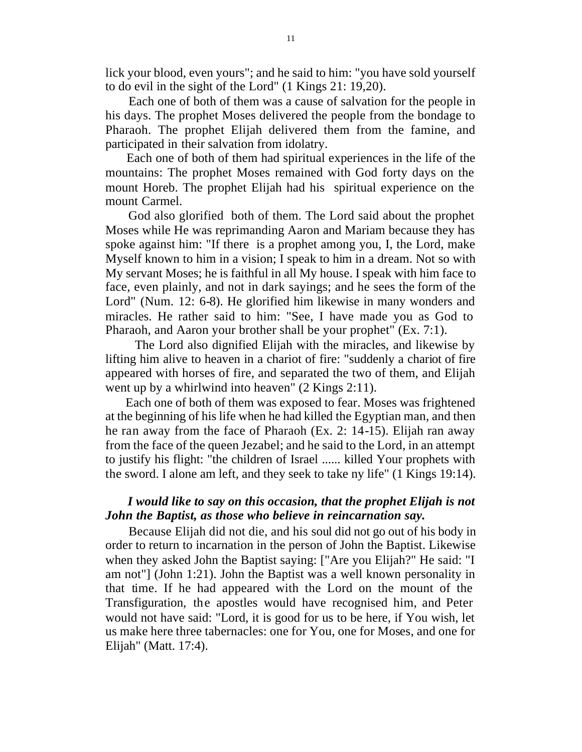lick your blood, even yours"; and he said to him: "you have sold yourself to do evil in the sight of the Lord" (1 Kings 21: 19,20).

Each one of both of them was a cause of salvation for the people in his days. The prophet Moses delivered the people from the bondage to Pharaoh. The prophet Elijah delivered them from the famine, and participated in their salvation from idolatry.

Each one of both of them had spiritual experiences in the life of the mountains: The prophet Moses remained with God forty days on the mount Horeb. The prophet Elijah had his spiritual experience on the mount Carmel.

God also glorified both of them. The Lord said about the prophet Moses while He was reprimanding Aaron and Mariam because they has spoke against him: "If there is a prophet among you, I, the Lord, make Myself known to him in a vision; I speak to him in a dream. Not so with My servant Moses; he is faithful in all My house. I speak with him face to face, even plainly, and not in dark sayings; and he sees the form of the Lord" (Num. 12: 6-8). He glorified him likewise in many wonders and miracles. He rather said to him: "See, I have made you as God to Pharaoh, and Aaron your brother shall be your prophet" (Ex. 7:1).

The Lord also dignified Elijah with the miracles, and likewise by lifting him alive to heaven in a chariot of fire: "suddenly a chariot of fire appeared with horses of fire, and separated the two of them, and Elijah went up by a whirlwind into heaven" (2 Kings 2:11).

Each one of both of them was exposed to fear. Moses was frightened at the beginning of his life when he had killed the Egyptian man, and then he ran away from the face of Pharaoh (Ex. 2: 14-15). Elijah ran away from the face of the queen Jezabel; and he said to the Lord, in an attempt to justify his flight: "the children of Israel ...... killed Your prophets with the sword. I alone am left, and they seek to take ny life" (1 Kings 19:14).

***I would like to say on this occasion, that the prophet Elijah is not John the Baptist, as those who believe in reincarnation say.***

Because Elijah did not die, and his soul did not go out of his body in order to return to incarnation in the person of John the Baptist. Likewise when they asked John the Baptist saying: ["Are you Elijah?" He said: "I am not"] (John 1:21). John the Baptist was a well known personality in that time. If he had appeared with the Lord on the mount of the Transfiguration, the apostles would have recognised him, and Peter would not have said: "Lord, it is good for us to be here, if You wish, let us make here three tabernacles: one for You, one for Moses, and one for Elijah" (Matt. 17:4).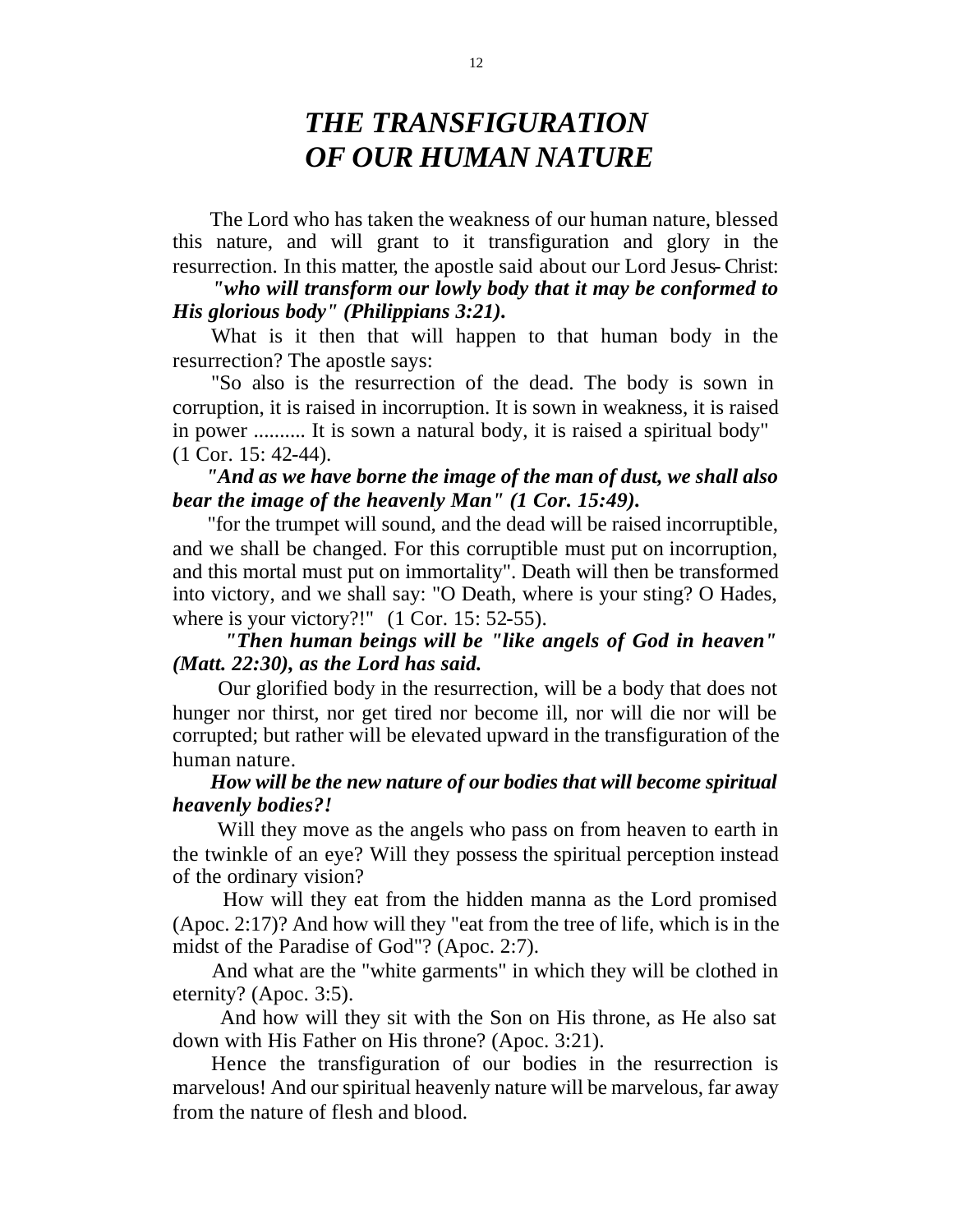# *THE TRANSFIGURATION OF OUR HUMAN NATURE*

The Lord who has taken the weakness of our human nature, blessed this nature, and will grant to it transfiguration and glory in the resurrection. In this matter, the apostle said about our Lord Jesus-Christ:

***"who will transform our lowly body that it may be conformed to His glorious body" (Philippians 3:21).***

What is it then that will happen to that human body in the resurrection? The apostle says:

"So also is the resurrection of the dead. The body is sown in corruption, it is raised in incorruption. It is sown in weakness, it is raised in power .......... It is sown a natural body, it is raised a spiritual body" (1 Cor. 15: 42-44).

***"And as we have borne the image of the man of dust, we shall also bear the image of the heavenly Man" (1 Cor. 15:49).***

"for the trumpet will sound, and the dead will be raised incorruptible, and we shall be changed. For this corruptible must put on incorruption, and this mortal must put on immortality". Death will then be transformed into victory, and we shall say: "O Death, where is your sting? O Hades, where is your victory?!" (1 Cor. 15: 52-55).

***"Then human beings will be "like angels of God in heaven" (Matt. 22:30), as the Lord has said.***

Our glorified body in the resurrection, will be a body that does not hunger nor thirst, nor get tired nor become ill, nor will die nor will be corrupted; but rather will be elevated upward in the transfiguration of the human nature.

***How will be the new nature of our bodies that will become spiritual heavenly bodies?!***

Will they move as the angels who pass on from heaven to earth in the twinkle of an eye? Will they possess the spiritual perception instead of the ordinary vision?

How will they eat from the hidden manna as the Lord promised (Apoc. 2:17)? And how will they "eat from the tree of life, which is in the midst of the Paradise of God"? (Apoc. 2:7).

And what are the "white garments" in which they will be clothed in eternity? (Apoc. 3:5).

And how will they sit with the Son on His throne, as He also sat down with His Father on His throne? (Apoc. 3:21).

Hence the transfiguration of our bodies in the resurrection is marvelous! And our spiritual heavenly nature will be marvelous, far away from the nature of flesh and blood.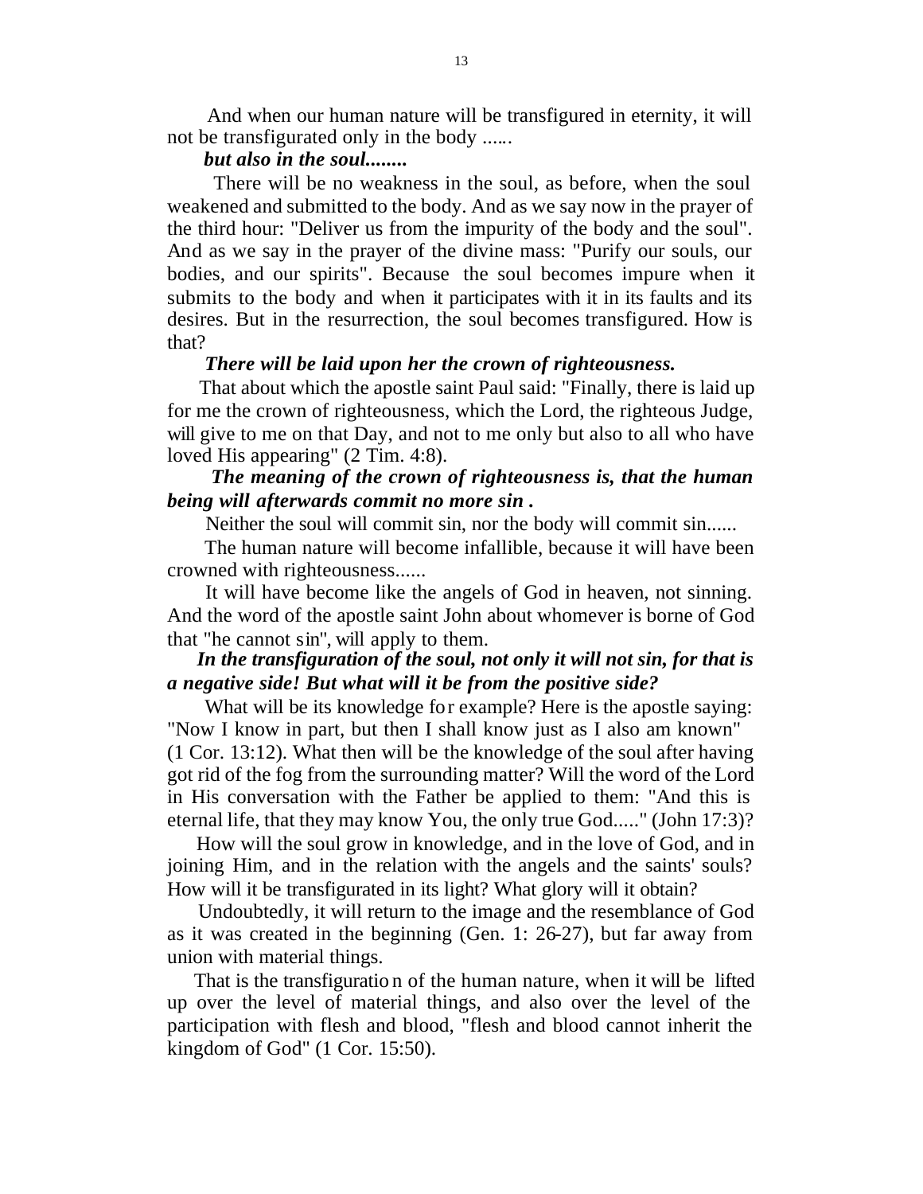And when our human nature will be transfigured in eternity, it will not be transfigurated only in the body ......

***but also in the soul........***

There will be no weakness in the soul, as before, when the soul weakened and submitted to the body. And as we say now in the prayer of the third hour: "Deliver us from the impurity of the body and the soul". And as we say in the prayer of the divine mass: "Purify our souls, our bodies, and our spirits". Because the soul becomes impure when it submits to the body and when it participates with it in its faults and its desires. But in the resurrection, the soul becomes transfigured. How is that?

***There will be laid upon her the crown of righteousness.***

That about which the apostle saint Paul said: "Finally, there is laid up for me the crown of righteousness, which the Lord, the righteous Judge, will give to me on that Day, and not to me only but also to all who have loved His appearing" (2 Tim. 4:8).

***The meaning of the crown of righteousness is, that the human being will afterwards commit no more sin .***

Neither the soul will commit sin, nor the body will commit sin......

The human nature will become infallible, because it will have been crowned with righteousness......

It will have become like the angels of God in heaven, not sinning. And the word of the apostle saint John about whomever is borne of God that "he cannot sin", will apply to them.

***In the transfiguration of the soul, not only it will not sin, for that is a negative side! But what will it be from the positive side?***

What will be its knowledge for example? Here is the apostle saying: "Now I know in part, but then I shall know just as I also am known" (1 Cor. 13:12). What then will be the knowledge of the soul after having got rid of the fog from the surrounding matter? Will the word of the Lord in His conversation with the Father be applied to them: "And this is eternal life, that they may know You, the only true God....." (John 17:3)?

How will the soul grow in knowledge, and in the love of God, and in joining Him, and in the relation with the angels and the saints' souls? How will it be transfigurated in its light? What glory will it obtain?

Undoubtedly, it will return to the image and the resemblance of God as it was created in the beginning (Gen. 1: 26-27), but far away from union with material things.

That is the transfiguration of the human nature, when it will be lifted up over the level of material things, and also over the level of the participation with flesh and blood, "flesh and blood cannot inherit the kingdom of God" (1 Cor. 15:50).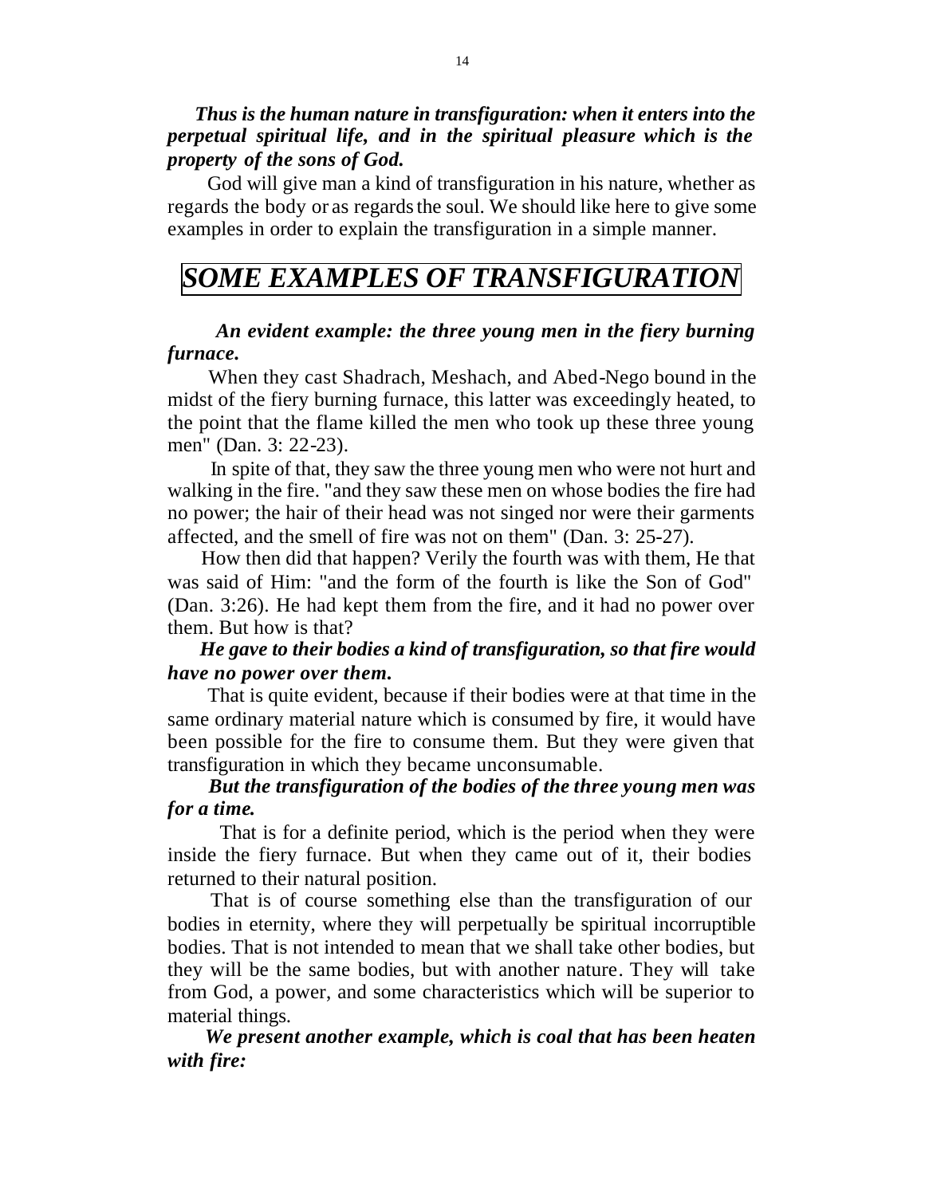***Thus is the human nature in transfiguration: when it enters into the perpetual spiritual life, and in the spiritual pleasure which is the property of the sons of God.***

God will give man a kind of transfiguration in his nature, whether as regards the body or as regards the soul. We should like here to give some examples in order to explain the transfiguration in a simple manner.

# *SOME EXAMPLES OF TRANSFIGURATION*

***An evident example: the three young men in the fiery burning furnace.***

When they cast Shadrach, Meshach, and Abed-Nego bound in the midst of the fiery burning furnace, this latter was exceedingly heated, to the point that the flame killed the men who took up these three young men" (Dan. 3: 22-23).

In spite of that, they saw the three young men who were not hurt and walking in the fire. "and they saw these men on whose bodies the fire had no power; the hair of their head was not singed nor were their garments affected, and the smell of fire was not on them" (Dan. 3: 25-27).

How then did that happen? Verily the fourth was with them, He that was said of Him: "and the form of the fourth is like the Son of God" (Dan. 3:26). He had kept them from the fire, and it had no power over them. But how is that?

***He gave to their bodies a kind of transfiguration, so that fire would have no power over them.***

That is quite evident, because if their bodies were at that time in the same ordinary material nature which is consumed by fire, it would have been possible for the fire to consume them. But they were given that transfiguration in which they became unconsumable.

***But the transfiguration of the bodies of the three young men was for a time.***

That is for a definite period, which is the period when they were inside the fiery furnace. But when they came out of it, their bodies returned to their natural position.

That is of course something else than the transfiguration of our bodies in eternity, where they will perpetually be spiritual incorruptible bodies. That is not intended to mean that we shall take other bodies, but they will be the same bodies, but with another nature. They will take from God, a power, and some characteristics which will be superior to material things.

***We present another example, which is coal that has been heaten with fire:***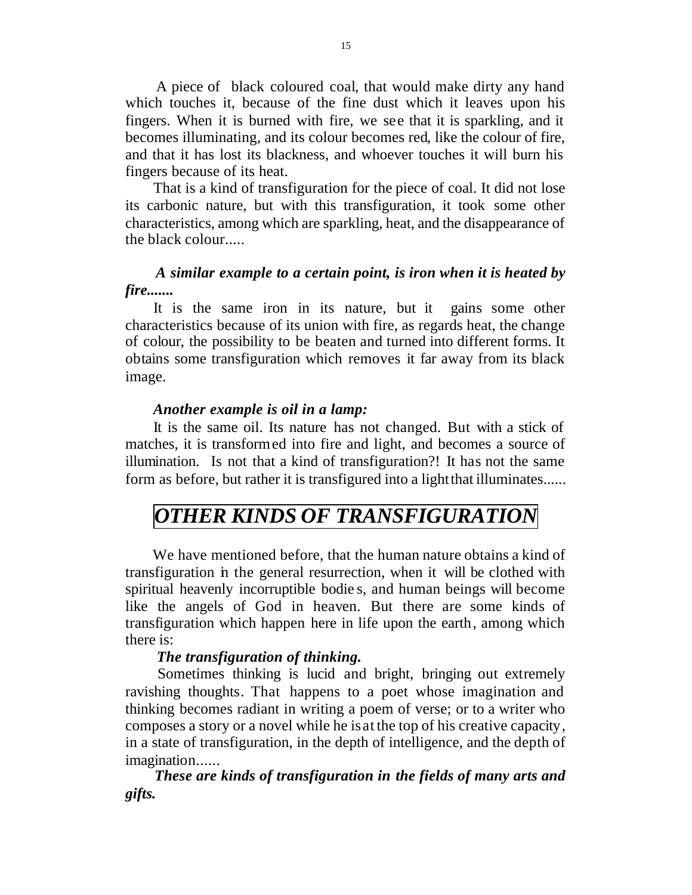A piece of black coloured coal, that would make dirty any hand which touches it, because of the fine dust which it leaves upon his fingers. When it is burned with fire, we see that it is sparkling, and it becomes illuminating, and its colour becomes red, like the colour of fire, and that it has lost its blackness, and whoever touches it will burn his fingers because of its heat.

That is a kind of transfiguration for the piece of coal. It did not lose its carbonic nature, but with this transfiguration, it took some other characteristics, among which are sparkling, heat, and the disappearance of the black colour.....

***A similar example to a certain point, is iron when it is heated by fire.......***

It is the same iron in its nature, but it gains some other characteristics because of its union with fire, as regards heat, the change of colour, the possibility to be beaten and turned into different forms. It obtains some transfiguration which removes it far away from its black image.

***Another example is oil in a lamp:***

It is the same oil. Its nature has not changed. But with a stick of matches, it is transformed into fire and light, and becomes a source of illumination. Is not that a kind of transfiguration?! It has not the same form as before, but rather it is transfigured into a light that illuminates......

# *OTHER KINDS OF TRANSFIGURATION*

We have mentioned before, that the human nature obtains a kind of transfiguration in the general resurrection, when it will be clothed with spiritual heavenly incorruptible bodies, and human beings will become like the angels of God in heaven. But there are some kinds of transfiguration which happen here in life upon the earth, among which there is:

***The transfiguration of thinking.***

Sometimes thinking is lucid and bright, bringing out extremely ravishing thoughts. That happens to a poet whose imagination and thinking becomes radiant in writing a poem of verse; or to a writer who composes a story or a novel while he is at the top of his creative capacity, in a state of transfiguration, in the depth of intelligence, and the depth of imagination......

***These are kinds of transfiguration in the fields of many arts and gifts.***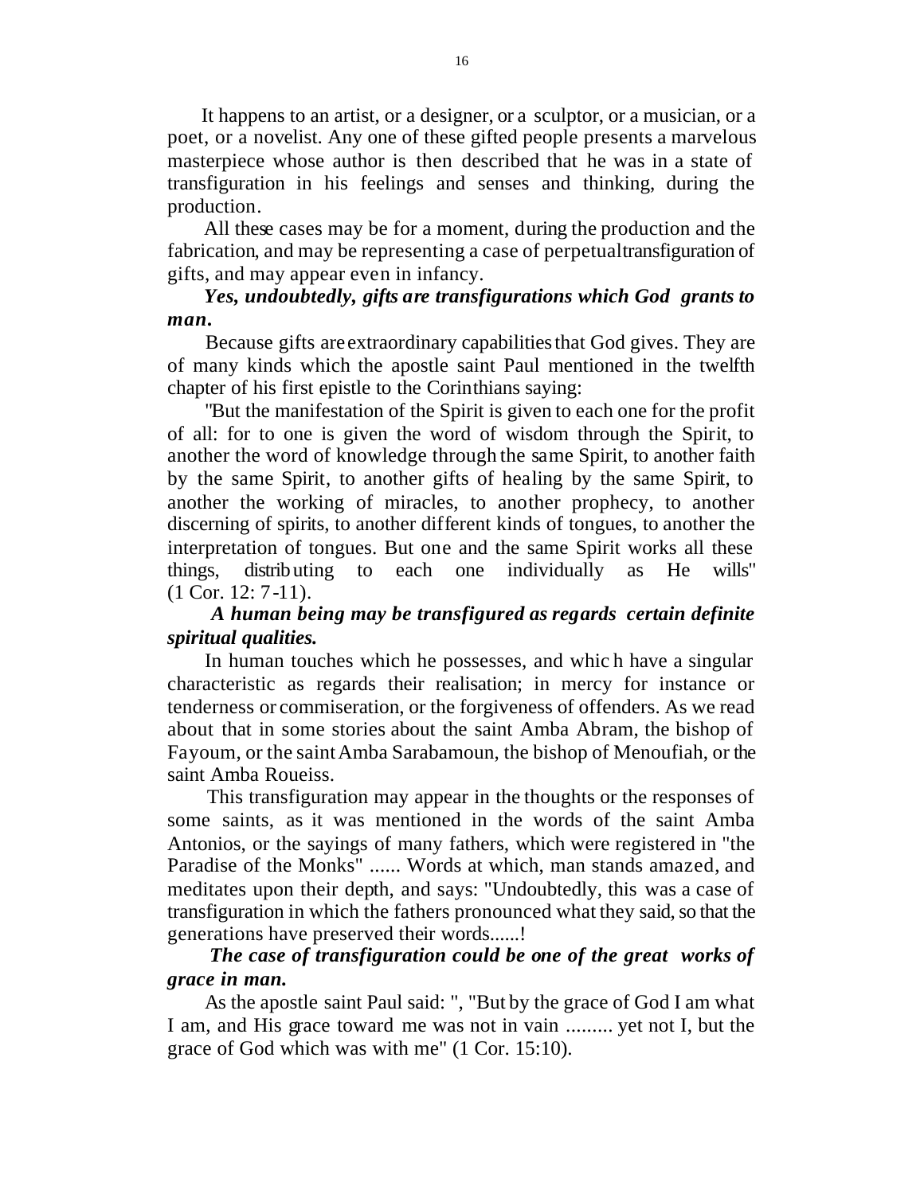It happens to an artist, or a designer, or a sculptor, or a musician, or a poet, or a novelist. Any one of these gifted people presents a marvelous masterpiece whose author is then described that he was in a state of transfiguration in his feelings and senses and thinking, during the production.

All these cases may be for a moment, during the production and the fabrication, and may be representing a case of perpetual transfiguration of gifts, and may appear even in infancy.

***Yes, undoubtedly, gifts are transfigurations which God grants to man.***

Because gifts are extraordinary capabilities that God gives. They are of many kinds which the apostle saint Paul mentioned in the twelfth chapter of his first epistle to the Corinthians saying:

"But the manifestation of the Spirit is given to each one for the profit of all: for to one is given the word of wisdom through the Spirit, to another the word of knowledge through the same Spirit, to another faith by the same Spirit, to another gifts of healing by the same Spirit, to another the working of miracles, to another prophecy, to another discerning of spirits, to another different kinds of tongues, to another the interpretation of tongues. But one and the same Spirit works all these things, distributing to each one individually as He wills" (1 Cor. 12: 7-11).

***A human being may be transfigured as regards certain definite spiritual qualities.***

In human touches which he possesses, and which have a singular characteristic as regards their realisation; in mercy for instance or tenderness or commiseration, or the forgiveness of offenders. As we read about that in some stories about the saint Amba Abram, the bishop of Fayoum, or the saint Amba Sarabamoun, the bishop of Menoufiah, or the saint Amba Roueiss.

This transfiguration may appear in the thoughts or the responses of some saints, as it was mentioned in the words of the saint Amba Antonios, or the sayings of many fathers, which were registered in "the Paradise of the Monks" ...... Words at which, man stands amazed, and meditates upon their depth, and says: "Undoubtedly, this was a case of transfiguration in which the fathers pronounced what they said, so that the generations have preserved their words......!

***The case of transfiguration could be one of the great works of grace in man.***

As the apostle saint Paul said: ", "But by the grace of God I am what I am, and His grace toward me was not in vain ......... yet not I, but the grace of God which was with me" (1 Cor. 15:10).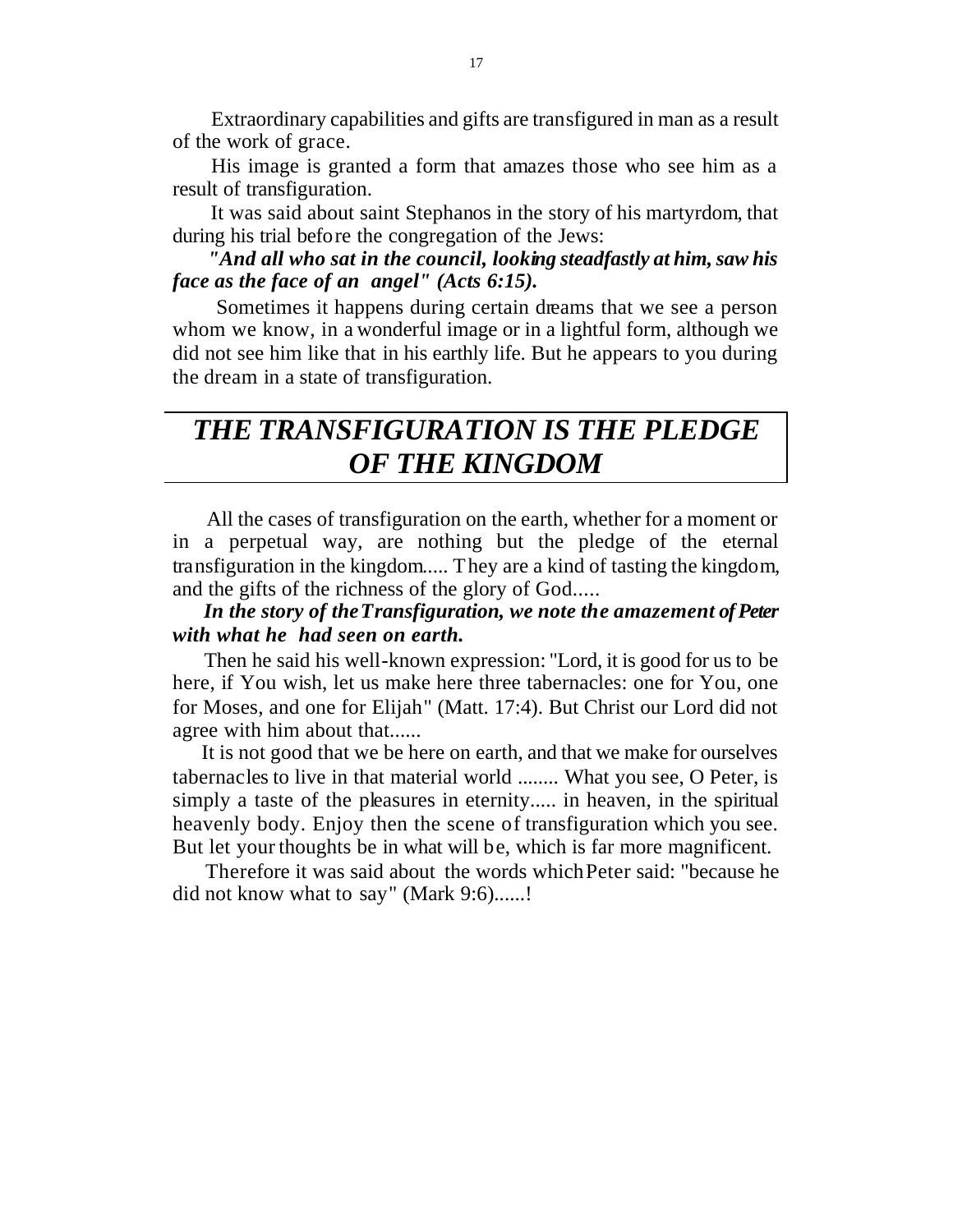Extraordinary capabilities and gifts are transfigured in man as a result of the work of grace.

His image is granted a form that amazes those who see him as a result of transfiguration.

It was said about saint Stephanos in the story of his martyrdom, that during his trial before the congregation of the Jews:

***"And all who sat in the council, looking steadfastly at him, saw his face as the face of an angel" (Acts 6:15).***

Sometimes it happens during certain dreams that we see a person whom we know, in a wonderful image or in a lightful form, although we did not see him like that in his earthly life. But he appears to you during the dream in a state of transfiguration.

## *THE TRANSFIGURATION IS THE PLEDGE OF THE KINGDOM*

All the cases of transfiguration on the earth, whether for a moment or in a perpetual way, are nothing but the pledge of the eternal transfiguration in the kingdom..... They are a kind of tasting the kingdom, and the gifts of the richness of the glory of God.....

***In the story of the Transfiguration, we note the amazement of Peter with what he had seen on earth.***

Then he said his well-known expression: "Lord, it is good for us to be here, if You wish, let us make here three tabernacles: one for You, one for Moses, and one for Elijah" (Matt. 17:4). But Christ our Lord did not agree with him about that......

It is not good that we be here on earth, and that we make for ourselves tabernacles to live in that material world ........ What you see, O Peter, is simply a taste of the pleasures in eternity..... in heaven, in the spiritual heavenly body. Enjoy then the scene of transfiguration which you see. But let your thoughts be in what will be, which is far more magnificent.

Therefore it was said about the words which Peter said: "because he did not know what to say" (Mark 9:6)......!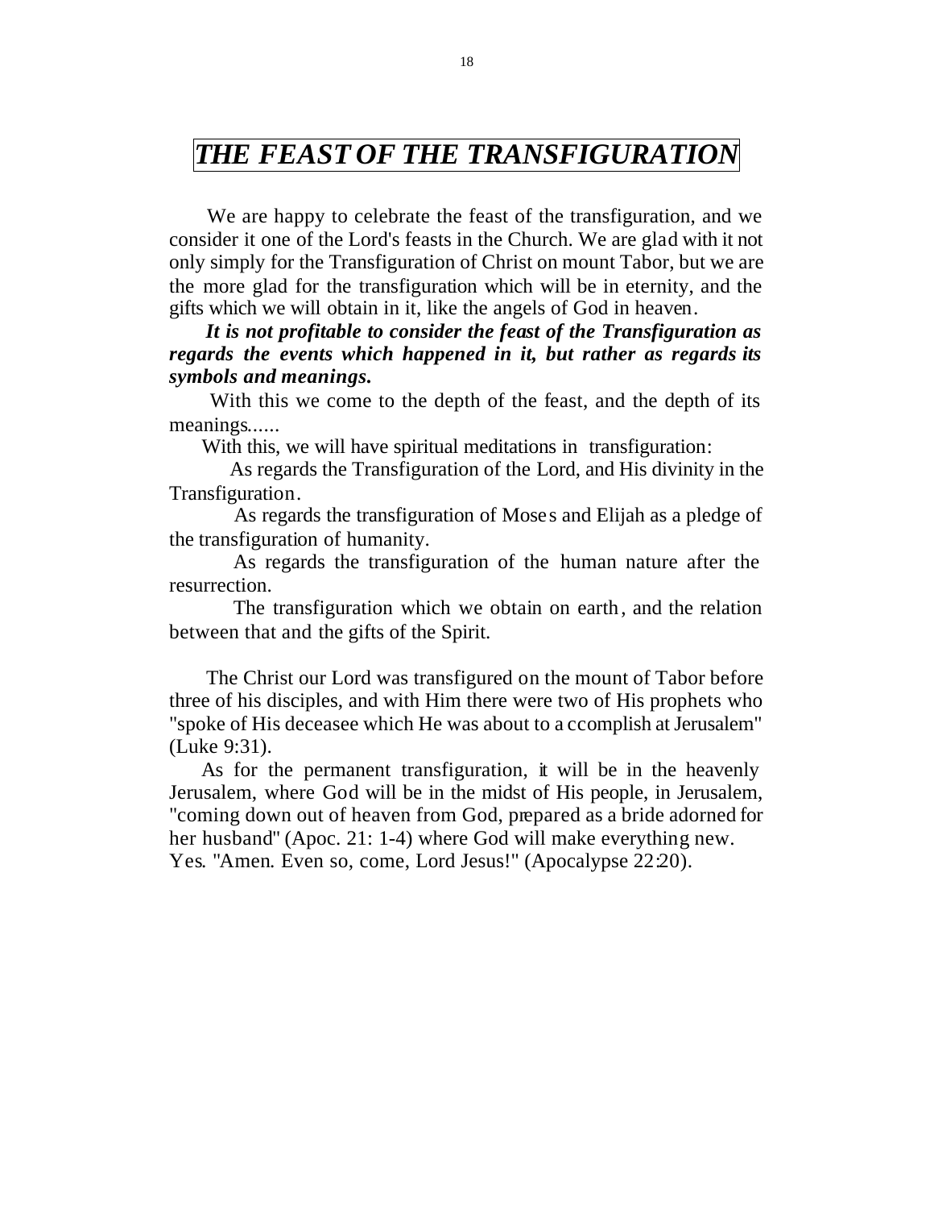# *THE FEAST OF THE TRANSFIGURATION*

We are happy to celebrate the feast of the transfiguration, and we consider it one of the Lord's feasts in the Church. We are glad with it not only simply for the Transfiguration of Christ on mount Tabor, but we are the more glad for the transfiguration which will be in eternity, and the gifts which we will obtain in it, like the angels of God in heaven.

***It is not profitable to consider the feast of the Transfiguration as regards the events which happened in it, but rather as regards its symbols and meanings.***

With this we come to the depth of the feast, and the depth of its meanings......

With this, we will have spiritual meditations in transfiguration:

As regards the Transfiguration of the Lord, and His divinity in the Transfiguration.

As regards the transfiguration of Moses and Elijah as a pledge of the transfiguration of humanity.

As regards the transfiguration of the human nature after the resurrection.

The transfiguration which we obtain on earth, and the relation between that and the gifts of the Spirit.

The Christ our Lord was transfigured on the mount of Tabor before three of his disciples, and with Him there were two of His prophets who "spoke of His deceasee which He was about to a ccomplish at Jerusalem" (Luke 9:31).

As for the permanent transfiguration, it will be in the heavenly Jerusalem, where God will be in the midst of His people, in Jerusalem, "coming down out of heaven from God, prepared as a bride adorned for her husband" (Apoc. 21: 1-4) where God will make everything new. Yes. "Amen. Even so, come, Lord Jesus!" (Apocalypse 22:20).